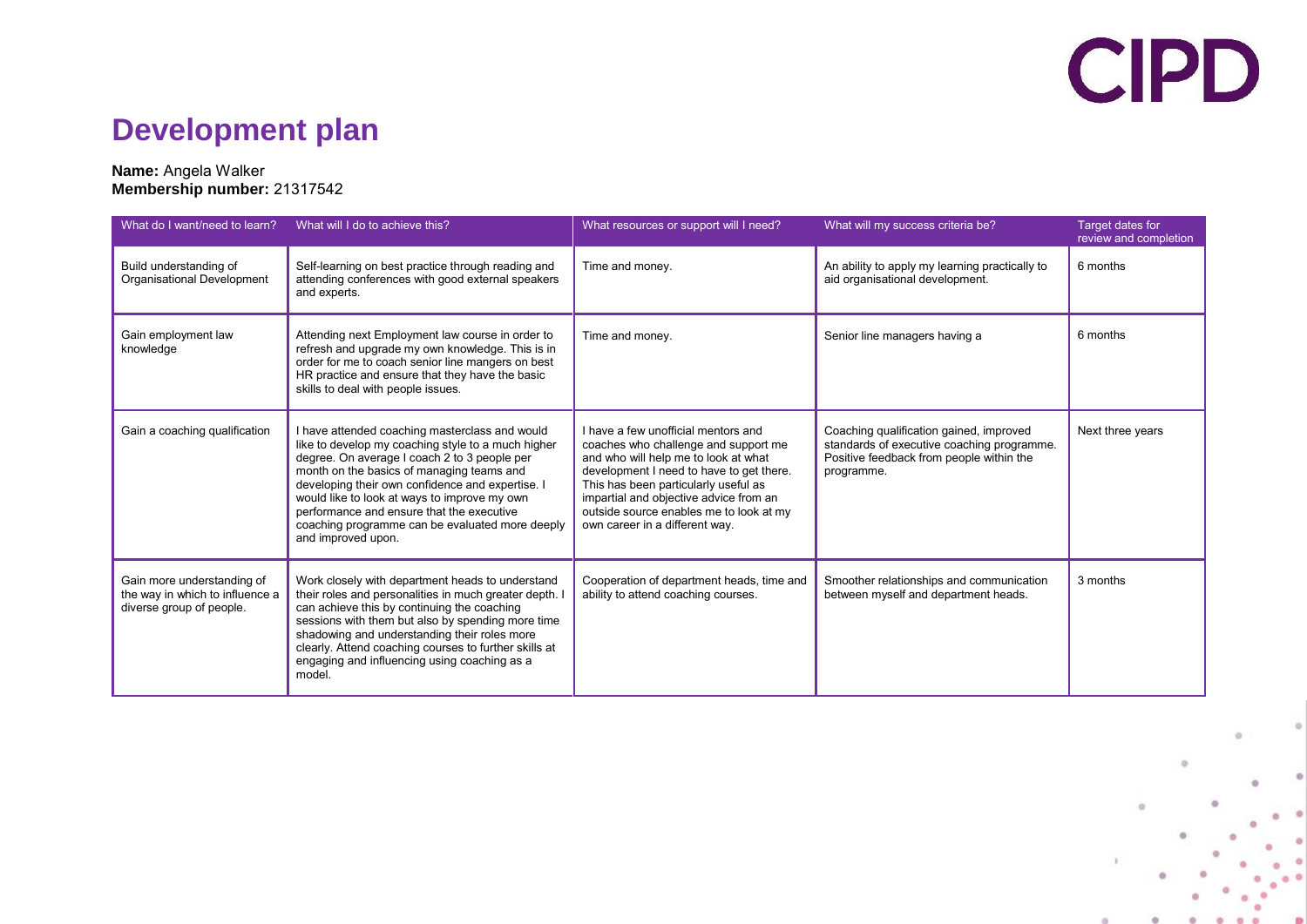# Development plan

**Name:** Angela Walker
**Membership number:** 21317542

| What do I want/need to learn? | What will I do to achieve this? | What resources or support will I need? | What will my success criteria be? | Target dates for review and completion |
|---|---|---|---|---|
| Build understanding of Organisational Development | Self-learning on best practice through reading and attending conferences with good external speakers and experts. | Time and money. | An ability to apply my learning practically to aid organisational development. | 6 months |
| Gain employment law knowledge | Attending next Employment law course in order to refresh and upgrade my own knowledge. This is in order for me to coach senior line mangers on best HR practice and ensure that they have the basic skills to deal with people issues. | Time and money. | Senior line managers having a | 6 months |
| Gain a coaching qualification | I have attended coaching masterclass and would like to develop my coaching style to a much higher degree. On average I coach 2 to 3 people per month on the basics of managing teams and developing their own confidence and expertise. I would like to look at ways to improve my own performance and ensure that the executive coaching programme can be evaluated more deeply and improved upon. | I have a few unofficial mentors and coaches who challenge and support me and who will help me to look at what development I need to have to get there. This has been particularly useful as impartial and objective advice from an outside source enables me to look at my own career in a different way. | Coaching qualification gained, improved standards of executive coaching programme. Positive feedback from people within the programme. | Next three years |
| Gain more understanding of the way in which to influence a diverse group of people. | Work closely with department heads to understand their roles and personalities in much greater depth. I can achieve this by continuing the coaching sessions with them but also by spending more time shadowing and understanding their roles more clearly. Attend coaching courses to further skills at engaging and influencing using coaching as a model. | Cooperation of department heads, time and ability to attend coaching courses. | Smoother relationships and communication between myself and department heads. | 3 months |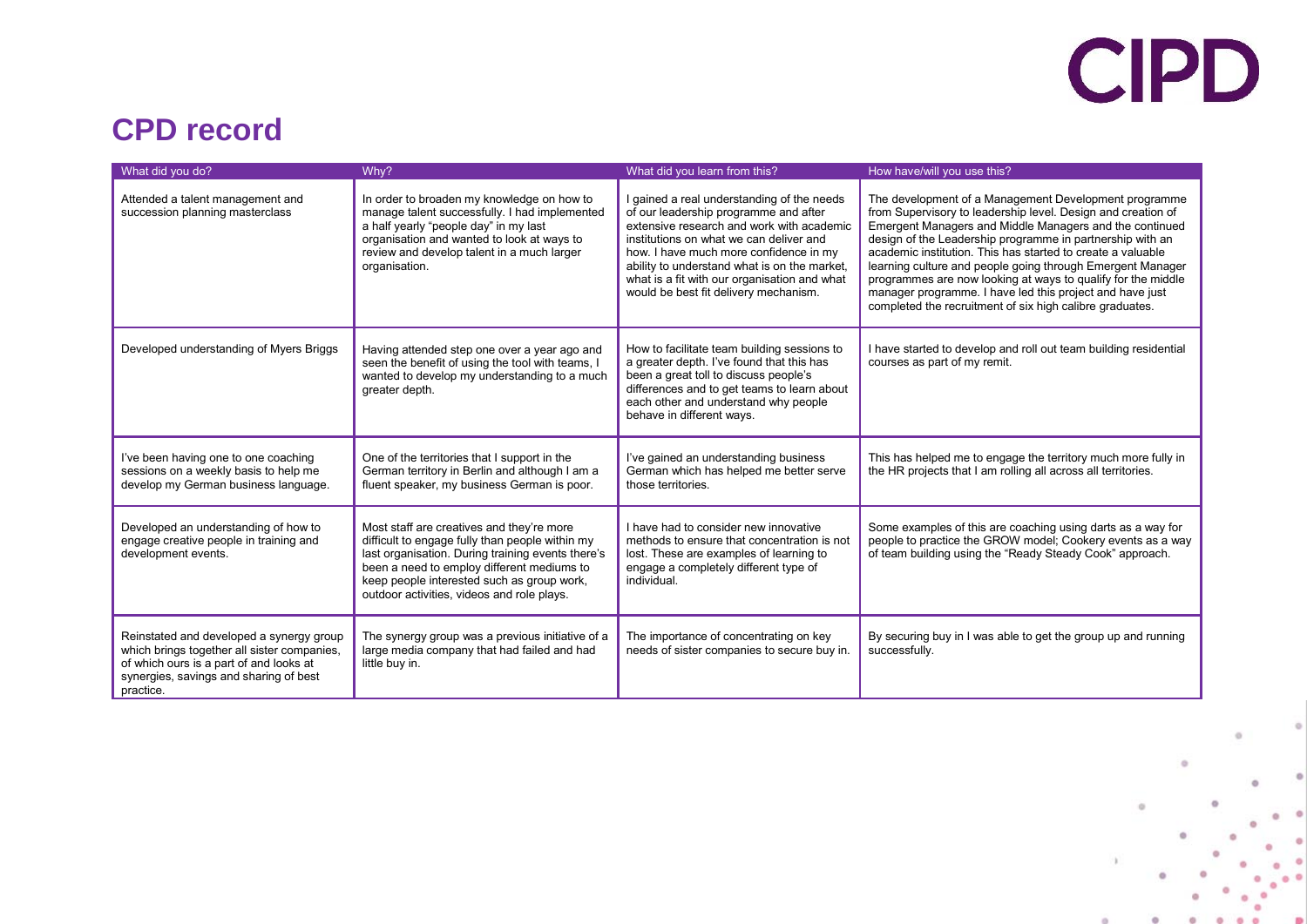# CPD record

| What did you do? | Why? | What did you learn from this? | How have/will you use this? |
|---|---|---|---|
| Attended a talent management and succession planning masterclass | In order to broaden my knowledge on how to manage talent successfully. I had implemented a half yearly "people day" in my last organisation and wanted to look at ways to review and develop talent in a much larger organisation. | I gained a real understanding of the needs of our leadership programme and after extensive research and work with academic institutions on what we can deliver and how. I have much more confidence in my ability to understand what is on the market, what is a fit with our organisation and what would be best fit delivery mechanism. | The development of a Management Development programme from Supervisory to leadership level. Design and creation of Emergent Managers and Middle Managers and the continued design of the Leadership programme in partnership with an academic institution. This has started to create a valuable learning culture and people going through Emergent Manager programmes are now looking at ways to qualify for the middle manager programme. I have led this project and have just completed the recruitment of six high calibre graduates. |
| Developed understanding of Myers Briggs | Having attended step one over a year ago and seen the benefit of using the tool with teams, I wanted to develop my understanding to a much greater depth. | How to facilitate team building sessions to a greater depth. I've found that this has been a great toll to discuss people's differences and to get teams to learn about each other and understand why people behave in different ways. | I have started to develop and roll out team building residential courses as part of my remit. |
| I've been having one to one coaching sessions on a weekly basis to help me develop my German business language. | One of the territories that I support in the German territory in Berlin and although I am a fluent speaker, my business German is poor. | I've gained an understanding business German which has helped me better serve those territories. | This has helped me to engage the territory much more fully in the HR projects that I am rolling all across all territories. |
| Developed an understanding of how to engage creative people in training and development events. | Most staff are creatives and they're more difficult to engage fully than people within my last organisation. During training events there's been a need to employ different mediums to keep people interested such as group work, outdoor activities, videos and role plays. | I have had to consider new innovative methods to ensure that concentration is not lost. These are examples of learning to engage a completely different type of individual. | Some examples of this are coaching using darts as a way for people to practice the GROW model; Cookery events as a way of team building using the "Ready Steady Cook" approach. |
| Reinstated and developed a synergy group which brings together all sister companies, of which ours is a part of and looks at synergies, savings and sharing of best practice. | The synergy group was a previous initiative of a large media company that had failed and had little buy in. | The importance of concentrating on key needs of sister companies to secure buy in. | By securing buy in I was able to get the group up and running successfully. |